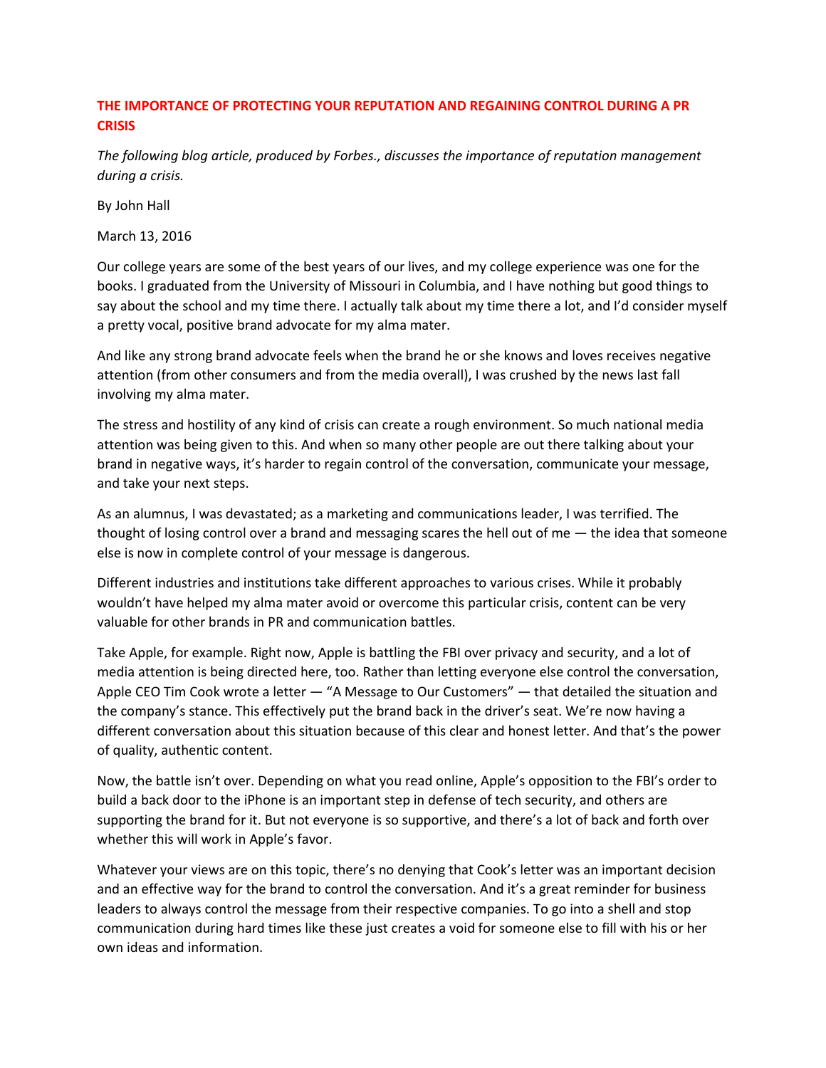**THE IMPORTANCE OF PROTECTING YOUR REPUTATION AND REGAINING CONTROL DURING A PR CRISIS**

*The following blog article, produced by Forbes., discusses the importance of reputation management during a crisis.*

By John Hall

March 13, 2016

Our college years are some of the best years of our lives, and my college experience was one for the books. I graduated from the University of Missouri in Columbia, and I have nothing but good things to say about the school and my time there. I actually talk about my time there a lot, and I'd consider myself a pretty vocal, positive brand advocate for my alma mater.

And like any strong brand advocate feels when the brand he or she knows and loves receives negative attention (from other consumers and from the media overall), I was crushed by the news last fall involving my alma mater.

The stress and hostility of any kind of crisis can create a rough environment. So much national media attention was being given to this. And when so many other people are out there talking about your brand in negative ways, it's harder to regain control of the conversation, communicate your message, and take your next steps.

As an alumnus, I was devastated; as a marketing and communications leader, I was terrified. The thought of losing control over a brand and messaging scares the hell out of me — the idea that someone else is now in complete control of your message is dangerous.

Different industries and institutions take different approaches to various crises. While it probably wouldn't have helped my alma mater avoid or overcome this particular crisis, content can be very valuable for other brands in PR and communication battles.

Take Apple, for example. Right now, Apple is battling the FBI over privacy and security, and a lot of media attention is being directed here, too. Rather than letting everyone else control the conversation, Apple CEO Tim Cook wrote a letter — "A Message to Our Customers" — that detailed the situation and the company's stance. This effectively put the brand back in the driver's seat. We're now having a different conversation about this situation because of this clear and honest letter. And that's the power of quality, authentic content.

Now, the battle isn't over. Depending on what you read online, Apple's opposition to the FBI's order to build a back door to the iPhone is an important step in defense of tech security, and others are supporting the brand for it. But not everyone is so supportive, and there's a lot of back and forth over whether this will work in Apple's favor.

Whatever your views are on this topic, there's no denying that Cook's letter was an important decision and an effective way for the brand to control the conversation. And it's a great reminder for business leaders to always control the message from their respective companies. To go into a shell and stop communication during hard times like these just creates a void for someone else to fill with his or her own ideas and information.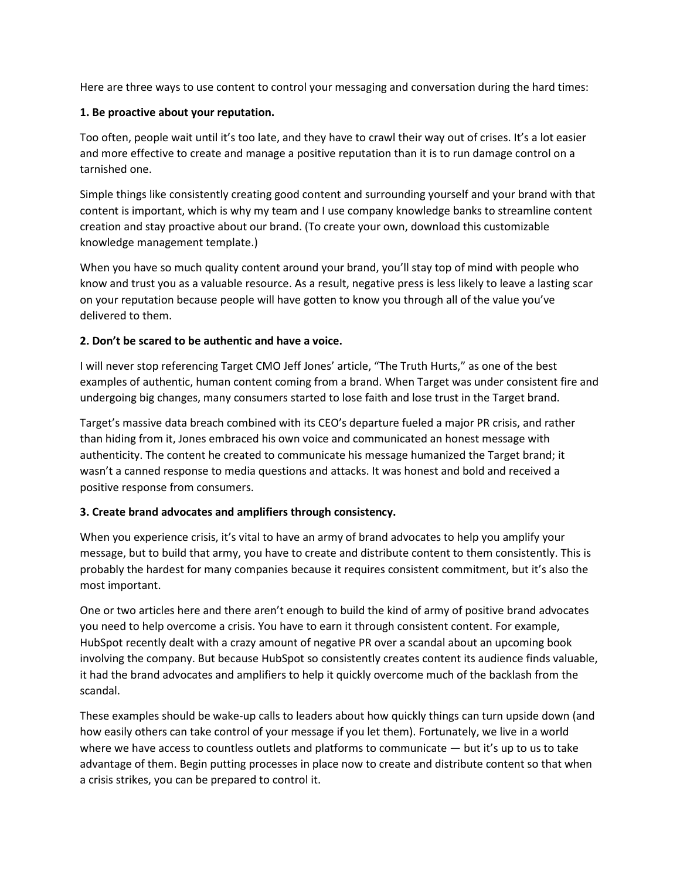Here are three ways to use content to control your messaging and conversation during the hard times:

**1. Be proactive about your reputation.**

Too often, people wait until it's too late, and they have to crawl their way out of crises. It's a lot easier and more effective to create and manage a positive reputation than it is to run damage control on a tarnished one.

Simple things like consistently creating good content and surrounding yourself and your brand with that content is important, which is why my team and I use company knowledge banks to streamline content creation and stay proactive about our brand. (To create your own, download this customizable knowledge management template.)

When you have so much quality content around your brand, you'll stay top of mind with people who know and trust you as a valuable resource. As a result, negative press is less likely to leave a lasting scar on your reputation because people will have gotten to know you through all of the value you've delivered to them.

**2. Don't be scared to be authentic and have a voice.**

I will never stop referencing Target CMO Jeff Jones' article, "The Truth Hurts," as one of the best examples of authentic, human content coming from a brand. When Target was under consistent fire and undergoing big changes, many consumers started to lose faith and lose trust in the Target brand.

Target's massive data breach combined with its CEO's departure fueled a major PR crisis, and rather than hiding from it, Jones embraced his own voice and communicated an honest message with authenticity. The content he created to communicate his message humanized the Target brand; it wasn't a canned response to media questions and attacks. It was honest and bold and received a positive response from consumers.

**3. Create brand advocates and amplifiers through consistency.**

When you experience crisis, it's vital to have an army of brand advocates to help you amplify your message, but to build that army, you have to create and distribute content to them consistently. This is probably the hardest for many companies because it requires consistent commitment, but it's also the most important.

One or two articles here and there aren't enough to build the kind of army of positive brand advocates you need to help overcome a crisis. You have to earn it through consistent content. For example, HubSpot recently dealt with a crazy amount of negative PR over a scandal about an upcoming book involving the company. But because HubSpot so consistently creates content its audience finds valuable, it had the brand advocates and amplifiers to help it quickly overcome much of the backlash from the scandal.

These examples should be wake-up calls to leaders about how quickly things can turn upside down (and how easily others can take control of your message if you let them). Fortunately, we live in a world where we have access to countless outlets and platforms to communicate — but it's up to us to take advantage of them. Begin putting processes in place now to create and distribute content so that when a crisis strikes, you can be prepared to control it.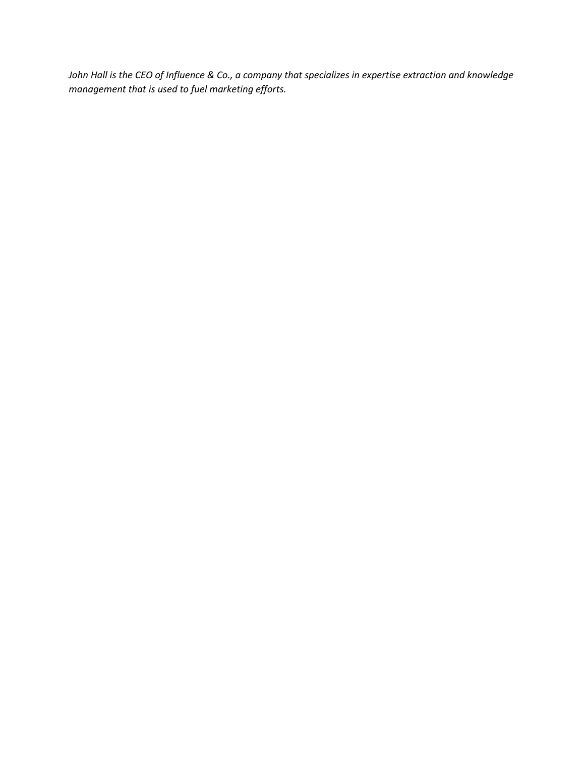*John Hall is the CEO of Influence & Co., a company that specializes in expertise extraction and knowledge management that is used to fuel marketing efforts.*